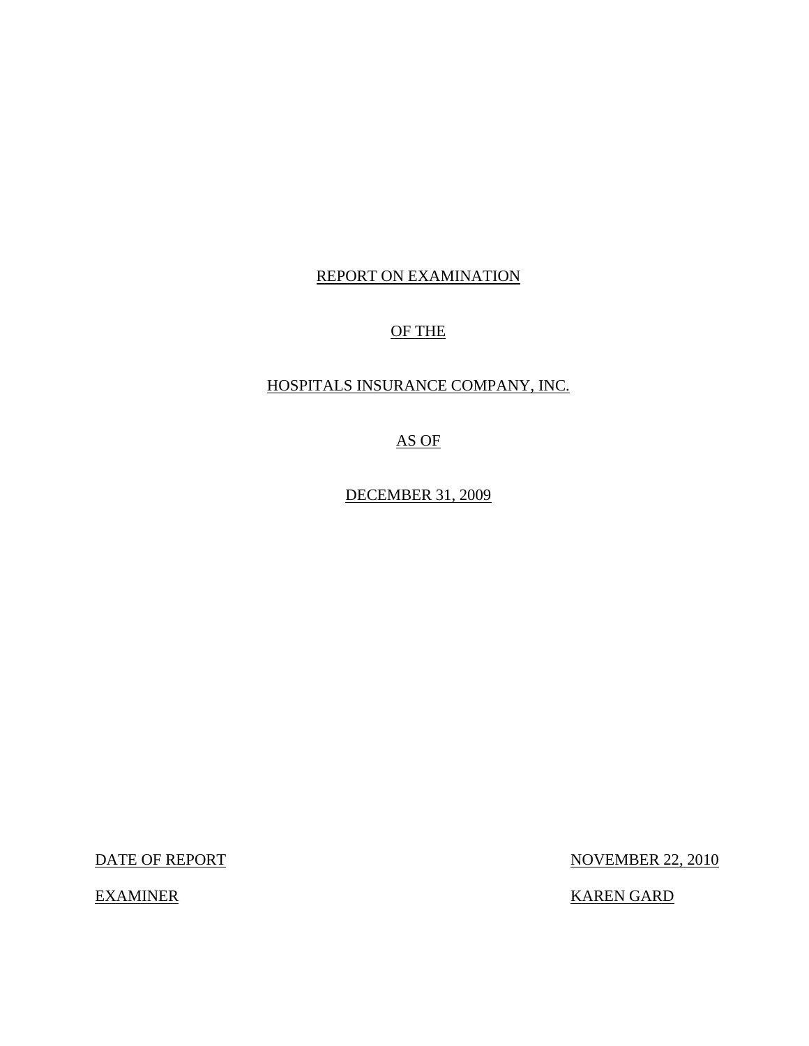REPORT ON EXAMINATION

OF THE

HOSPITALS INSURANCE COMPANY, INC.

AS OF

DECEMBER 31, 2009

| | |
|---|---|
| DATE OF REPORT | NOVEMBER 22, 2010 |
| EXAMINER | KAREN GARD |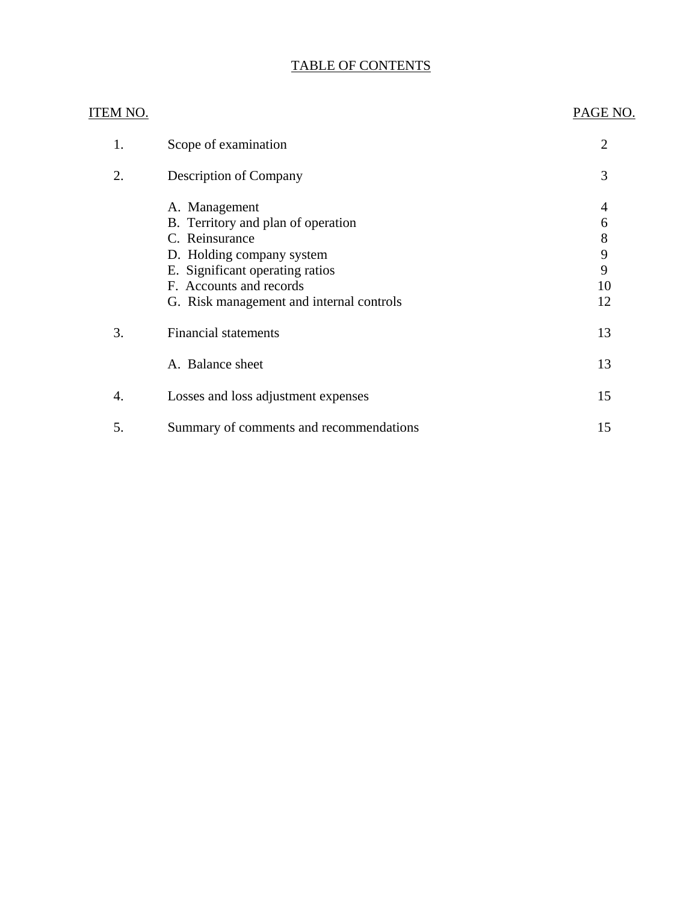# TABLE OF CONTENTS

| ITEM NO. | | PAGE NO. |
|---|---|---|
| 1. | Scope of examination | 2 |
| 2. | Description of Company | 3 |
| | A. Management | 4 |
| | B. Territory and plan of operation | 6 |
| | C. Reinsurance | 8 |
| | D. Holding company system | 9 |
| | E. Significant operating ratios | 9 |
| | F. Accounts and records | 10 |
| | G. Risk management and internal controls | 12 |
| 3. | Financial statements | 13 |
| | A. Balance sheet | 13 |
| 4. | Losses and loss adjustment expenses | 15 |
| 5. | Summary of comments and recommendations | 15 |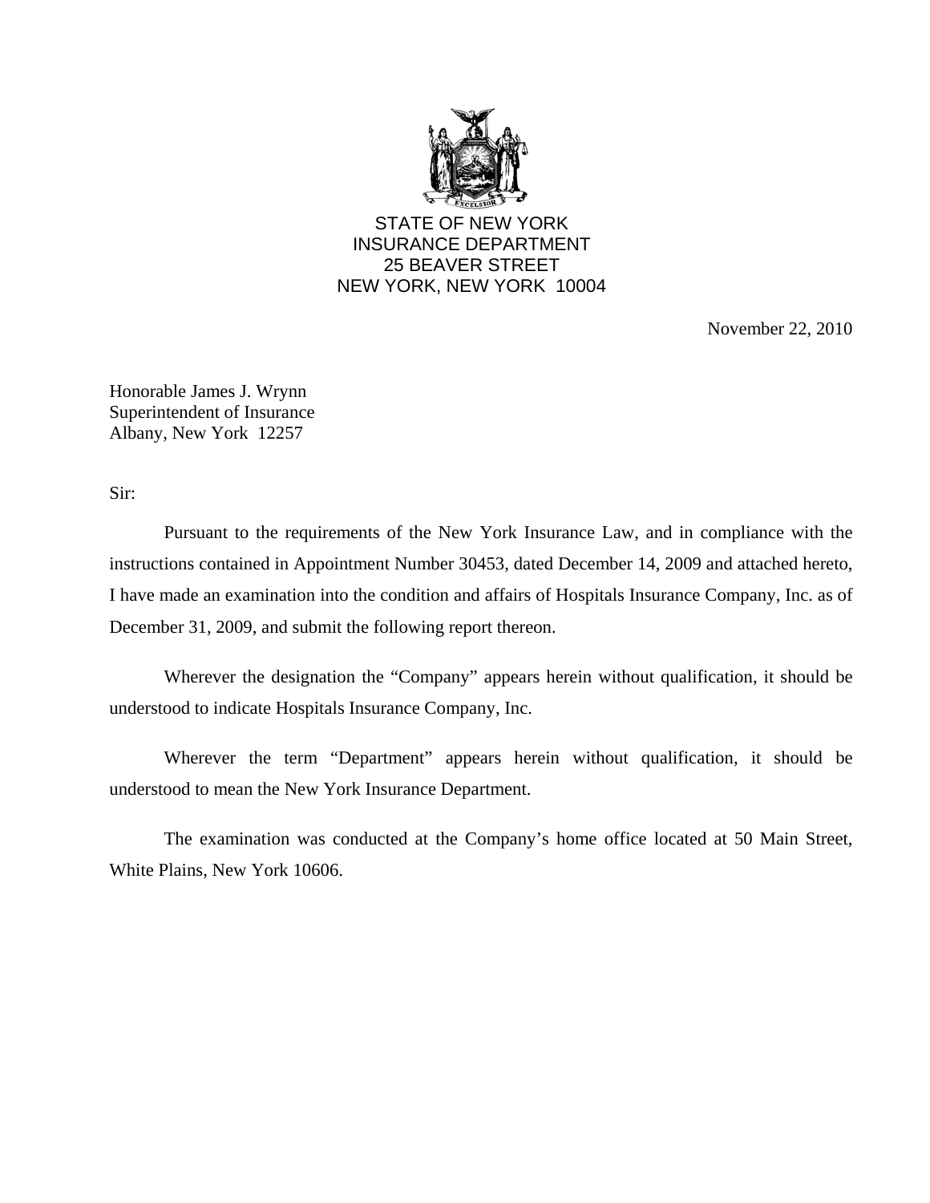STATE OF NEW YORK
INSURANCE DEPARTMENT
25 BEAVER STREET
NEW YORK, NEW YORK 10004

November 22, 2010

Honorable James J. Wrynn
Superintendent of Insurance
Albany, New York 12257

Sir:

Pursuant to the requirements of the New York Insurance Law, and in compliance with the instructions contained in Appointment Number 30453, dated December 14, 2009 and attached hereto, I have made an examination into the condition and affairs of Hospitals Insurance Company, Inc. as of December 31, 2009, and submit the following report thereon.

Wherever the designation the "Company" appears herein without qualification, it should be understood to indicate Hospitals Insurance Company, Inc.

Wherever the term "Department" appears herein without qualification, it should be understood to mean the New York Insurance Department.

The examination was conducted at the Company's home office located at 50 Main Street, White Plains, New York 10606.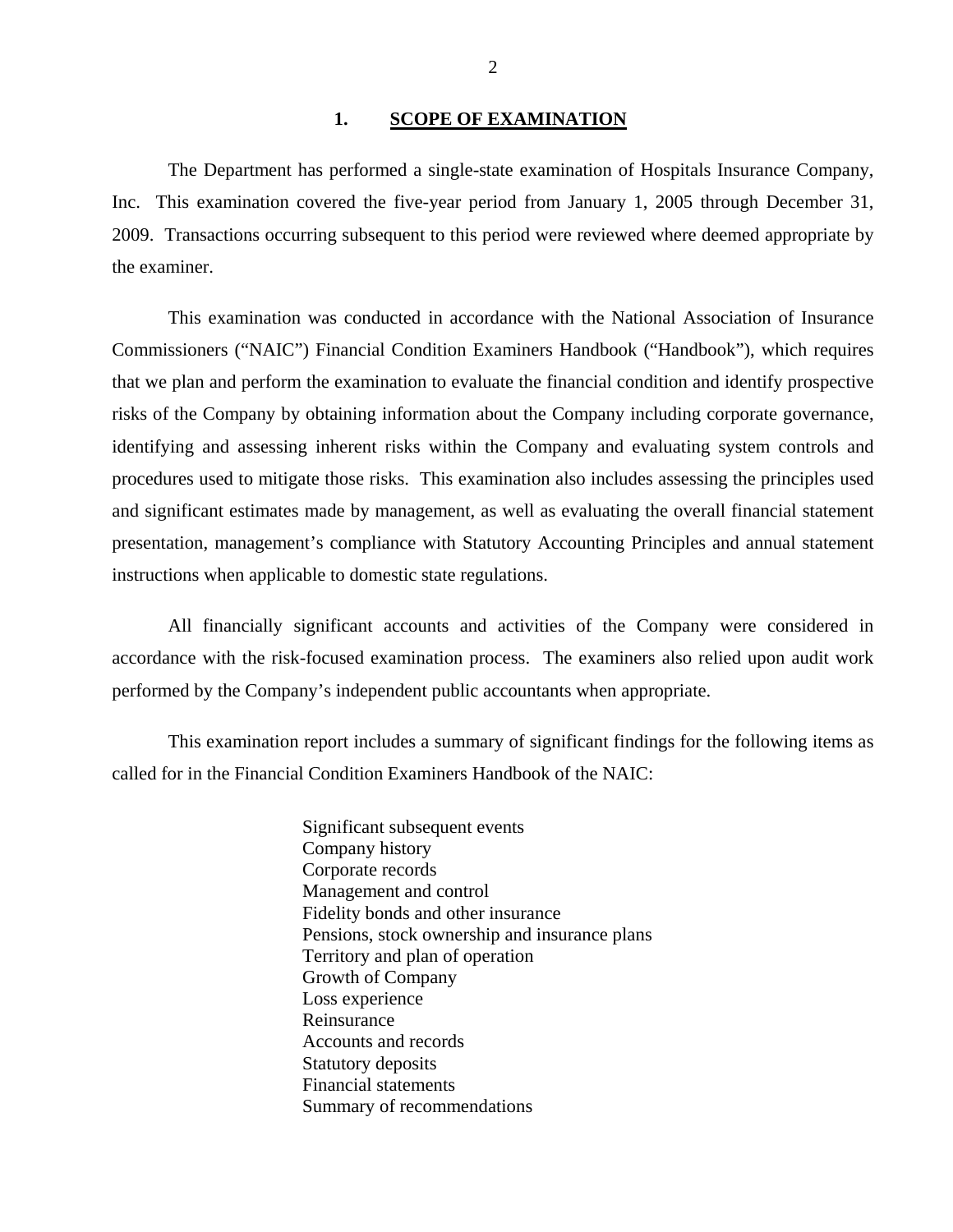## 1. SCOPE OF EXAMINATION

The Department has performed a single-state examination of Hospitals Insurance Company, Inc. This examination covered the five-year period from January 1, 2005 through December 31, 2009. Transactions occurring subsequent to this period were reviewed where deemed appropriate by the examiner.

This examination was conducted in accordance with the National Association of Insurance Commissioners ("NAIC") Financial Condition Examiners Handbook ("Handbook"), which requires that we plan and perform the examination to evaluate the financial condition and identify prospective risks of the Company by obtaining information about the Company including corporate governance, identifying and assessing inherent risks within the Company and evaluating system controls and procedures used to mitigate those risks. This examination also includes assessing the principles used and significant estimates made by management, as well as evaluating the overall financial statement presentation, management's compliance with Statutory Accounting Principles and annual statement instructions when applicable to domestic state regulations.

All financially significant accounts and activities of the Company were considered in accordance with the risk-focused examination process. The examiners also relied upon audit work performed by the Company's independent public accountants when appropriate.

This examination report includes a summary of significant findings for the following items as called for in the Financial Condition Examiners Handbook of the NAIC:

- Significant subsequent events
- Company history
- Corporate records
- Management and control
- Fidelity bonds and other insurance
- Pensions, stock ownership and insurance plans
- Territory and plan of operation
- Growth of Company
- Loss experience
- Reinsurance
- Accounts and records
- Statutory deposits
- Financial statements
- Summary of recommendations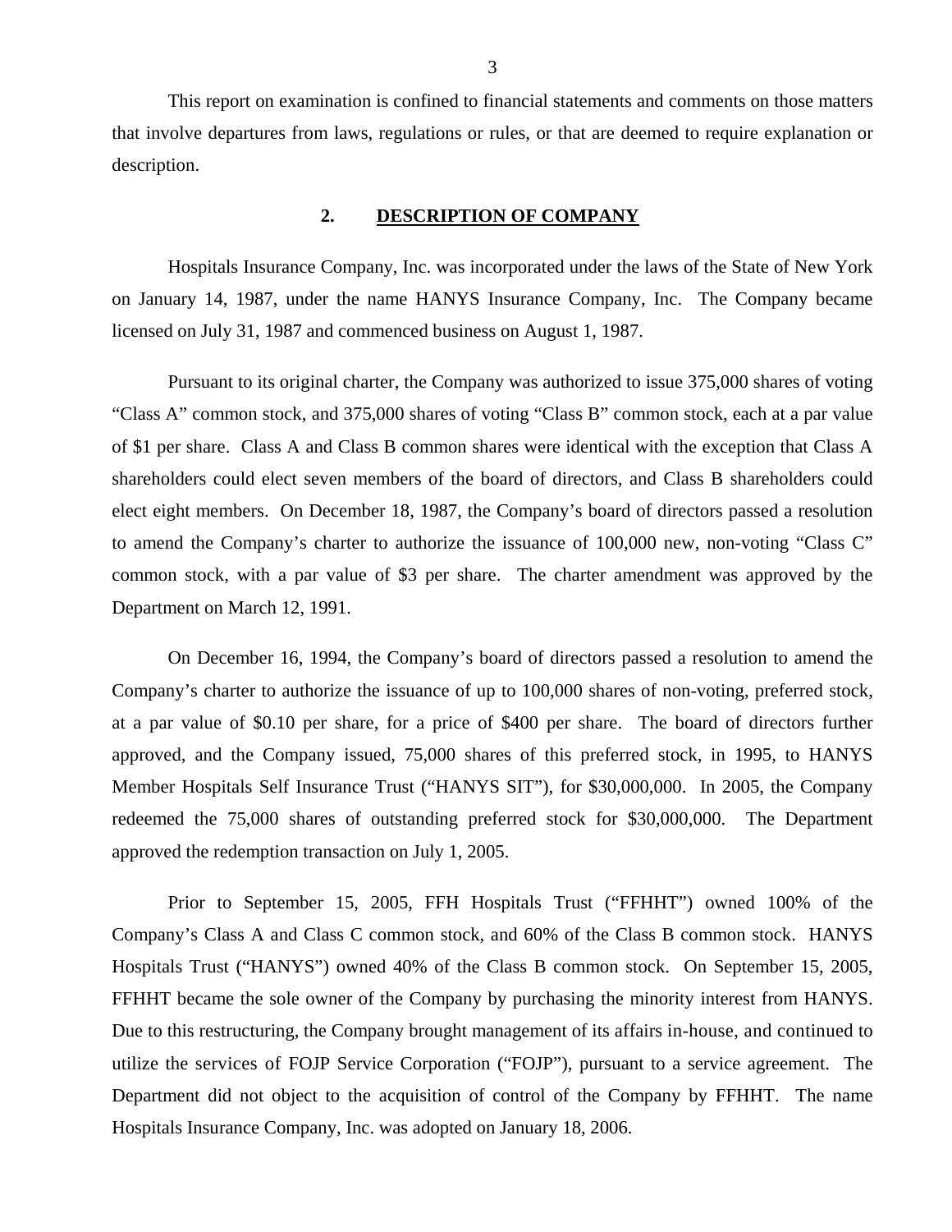This report on examination is confined to financial statements and comments on those matters that involve departures from laws, regulations or rules, or that are deemed to require explanation or description.

## 2. DESCRIPTION OF COMPANY

Hospitals Insurance Company, Inc. was incorporated under the laws of the State of New York on January 14, 1987, under the name HANYS Insurance Company, Inc. The Company became licensed on July 31, 1987 and commenced business on August 1, 1987.

Pursuant to its original charter, the Company was authorized to issue 375,000 shares of voting "Class A" common stock, and 375,000 shares of voting "Class B" common stock, each at a par value of $1 per share. Class A and Class B common shares were identical with the exception that Class A shareholders could elect seven members of the board of directors, and Class B shareholders could elect eight members. On December 18, 1987, the Company's board of directors passed a resolution to amend the Company's charter to authorize the issuance of 100,000 new, non-voting "Class C" common stock, with a par value of $3 per share. The charter amendment was approved by the Department on March 12, 1991.

On December 16, 1994, the Company's board of directors passed a resolution to amend the Company's charter to authorize the issuance of up to 100,000 shares of non-voting, preferred stock, at a par value of $0.10 per share, for a price of $400 per share. The board of directors further approved, and the Company issued, 75,000 shares of this preferred stock, in 1995, to HANYS Member Hospitals Self Insurance Trust ("HANYS SIT"), for $30,000,000. In 2005, the Company redeemed the 75,000 shares of outstanding preferred stock for $30,000,000. The Department approved the redemption transaction on July 1, 2005.

Prior to September 15, 2005, FFH Hospitals Trust ("FFHHT") owned 100% of the Company's Class A and Class C common stock, and 60% of the Class B common stock. HANYS Hospitals Trust ("HANYS") owned 40% of the Class B common stock. On September 15, 2005, FFHHT became the sole owner of the Company by purchasing the minority interest from HANYS. Due to this restructuring, the Company brought management of its affairs in-house, and continued to utilize the services of FOJP Service Corporation ("FOJP"), pursuant to a service agreement. The Department did not object to the acquisition of control of the Company by FFHHT. The name Hospitals Insurance Company, Inc. was adopted on January 18, 2006.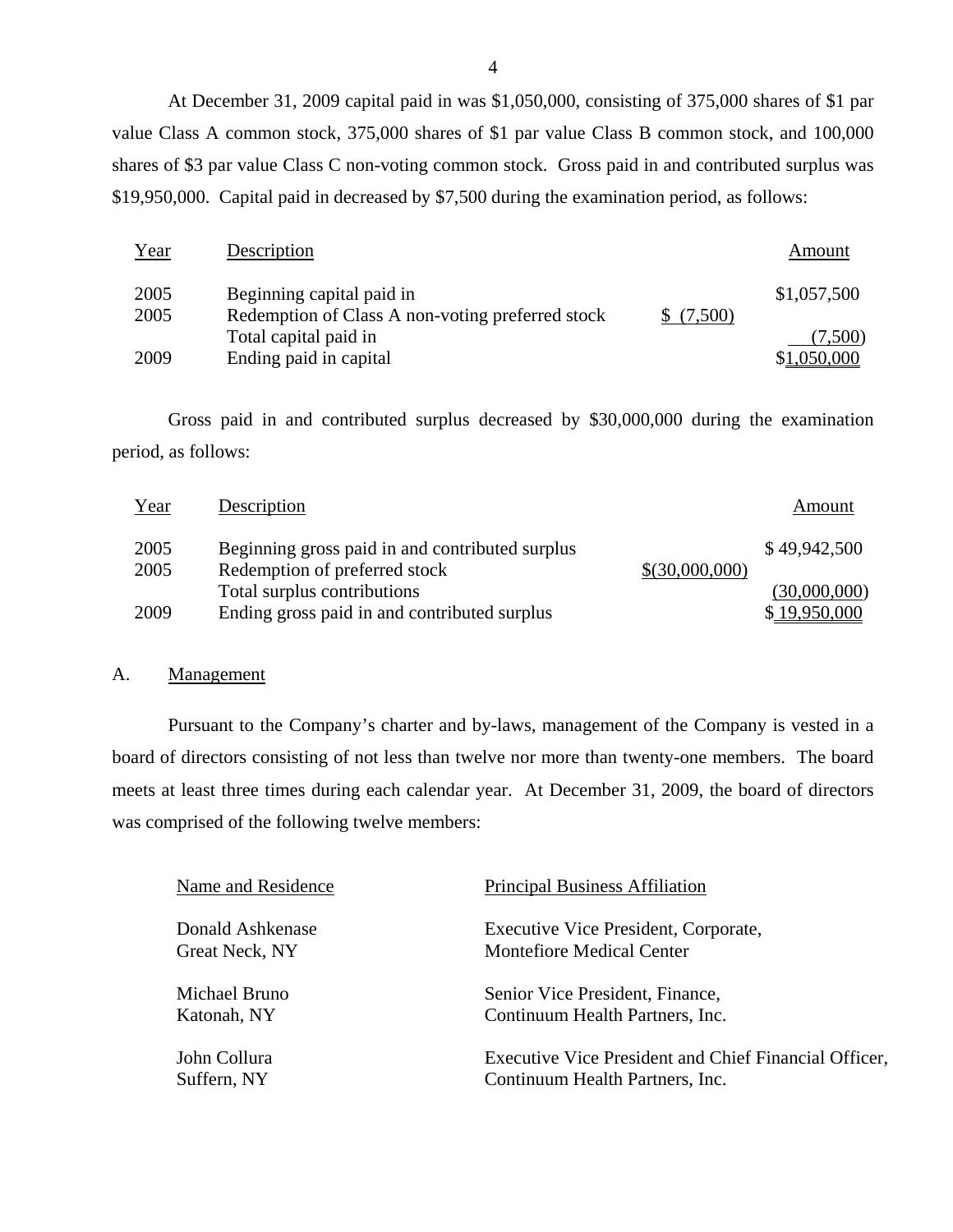At December 31, 2009 capital paid in was $1,050,000, consisting of 375,000 shares of $1 par value Class A common stock, 375,000 shares of $1 par value Class B common stock, and 100,000 shares of $3 par value Class C non-voting common stock. Gross paid in and contributed surplus was $19,950,000. Capital paid in decreased by $7,500 during the examination period, as follows:

| Year | Description | | Amount |
|---|---|---|---|
| 2005 | Beginning capital paid in | | $1,057,500 |
| 2005 | Redemption of Class A non-voting preferred stock | $ (7,500) | |
| | Total capital paid in | | (7,500) |
| 2009 | Ending paid in capital | | $1,050,000 |

Gross paid in and contributed surplus decreased by $30,000,000 during the examination period, as follows:

| Year | Description | | Amount |
|---|---|---|---|
| 2005 | Beginning gross paid in and contributed surplus | | $ 49,942,500 |
| 2005 | Redemption of preferred stock | $(30,000,000) | |
| | Total surplus contributions | | (30,000,000) |
| 2009 | Ending gross paid in and contributed surplus | | $ 19,950,000 |

## A. Management

Pursuant to the Company's charter and by-laws, management of the Company is vested in a board of directors consisting of not less than twelve nor more than twenty-one members. The board meets at least three times during each calendar year. At December 31, 2009, the board of directors was comprised of the following twelve members:

| Name and Residence | Principal Business Affiliation |
|---|---|
| Donald Ashkenase<br>Great Neck, NY | Executive Vice President, Corporate,<br>Montefiore Medical Center |
| Michael Bruno<br>Katonah, NY | Senior Vice President, Finance,<br>Continuum Health Partners, Inc. |
| John Collura<br>Suffern, NY | Executive Vice President and Chief Financial Officer,<br>Continuum Health Partners, Inc. |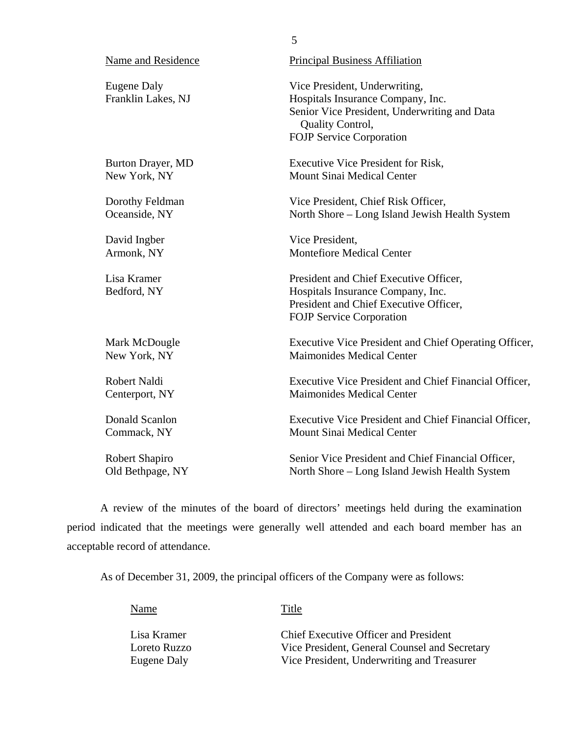| Name and Residence | Principal Business Affiliation |
|---|---|
| Eugene Daly<br>Franklin Lakes, NJ | Vice President, Underwriting,<br>Hospitals Insurance Company, Inc.<br>Senior Vice President, Underwriting and Data Quality Control,<br>FOJP Service Corporation |
| Burton Drayer, MD<br>New York, NY | Executive Vice President for Risk,<br>Mount Sinai Medical Center |
| Dorothy Feldman<br>Oceanside, NY | Vice President, Chief Risk Officer,<br>North Shore – Long Island Jewish Health System |
| David Ingber<br>Armonk, NY | Vice President,<br>Montefiore Medical Center |
| Lisa Kramer<br>Bedford, NY | President and Chief Executive Officer,<br>Hospitals Insurance Company, Inc.<br>President and Chief Executive Officer,<br>FOJP Service Corporation |
| Mark McDougle<br>New York, NY | Executive Vice President and Chief Operating Officer,<br>Maimonides Medical Center |
| Robert Naldi<br>Centerport, NY | Executive Vice President and Chief Financial Officer,<br>Maimonides Medical Center |
| Donald Scanlon<br>Commack, NY | Executive Vice President and Chief Financial Officer,<br>Mount Sinai Medical Center |
| Robert Shapiro<br>Old Bethpage, NY | Senior Vice President and Chief Financial Officer,<br>North Shore – Long Island Jewish Health System |

A review of the minutes of the board of directors' meetings held during the examination period indicated that the meetings were generally well attended and each board member has an acceptable record of attendance.

As of December 31, 2009, the principal officers of the Company were as follows:

| Name | Title |
|---|---|
| Lisa Kramer | Chief Executive Officer and President |
| Loreto Ruzzo | Vice President, General Counsel and Secretary |
| Eugene Daly | Vice President, Underwriting and Treasurer |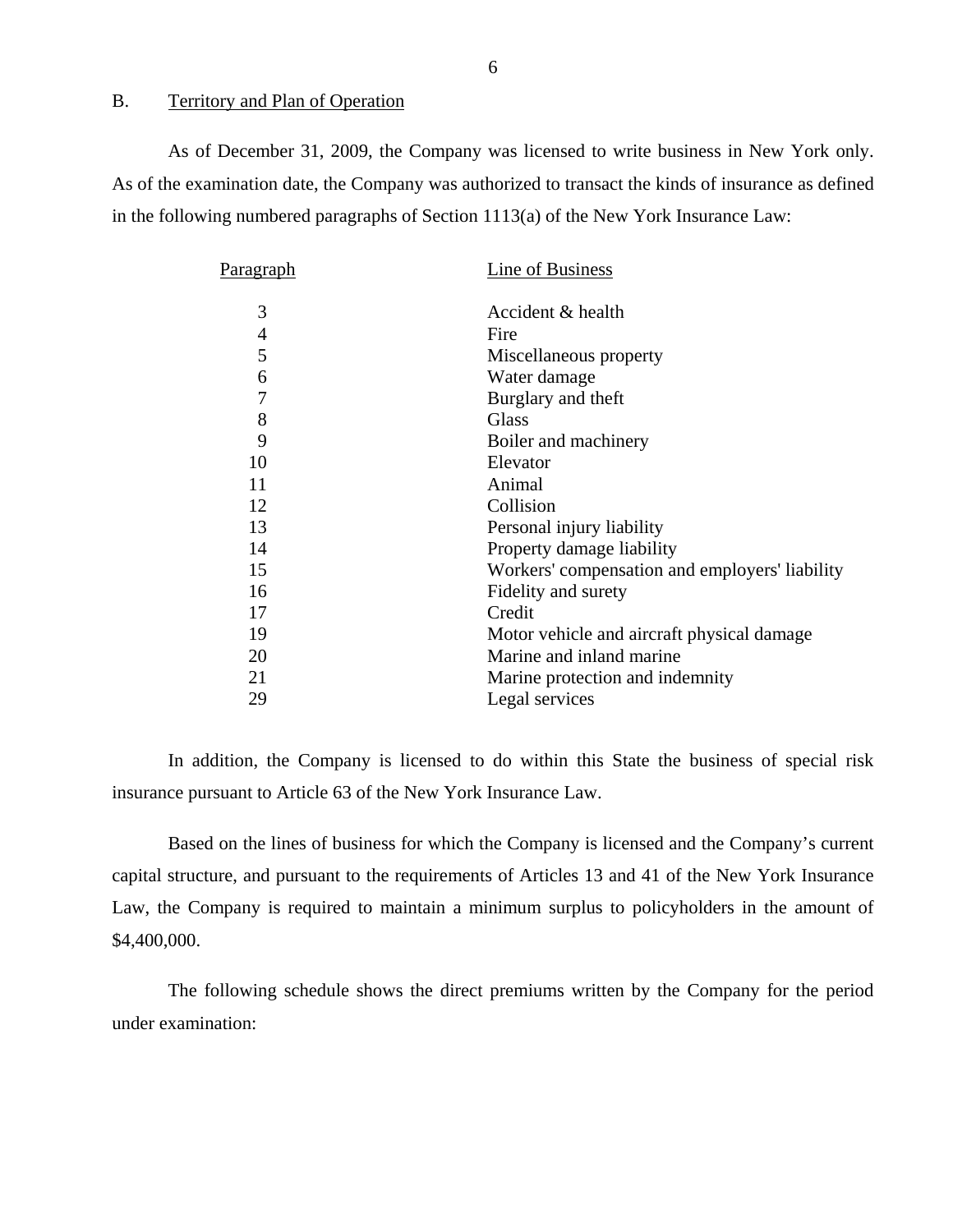## B. Territory and Plan of Operation

As of December 31, 2009, the Company was licensed to write business in New York only. As of the examination date, the Company was authorized to transact the kinds of insurance as defined in the following numbered paragraphs of Section 1113(a) of the New York Insurance Law:

| Paragraph | Line of Business |
|---|---|
| 3 | Accident & health |
| 4 | Fire |
| 5 | Miscellaneous property |
| 6 | Water damage |
| 7 | Burglary and theft |
| 8 | Glass |
| 9 | Boiler and machinery |
| 10 | Elevator |
| 11 | Animal |
| 12 | Collision |
| 13 | Personal injury liability |
| 14 | Property damage liability |
| 15 | Workers' compensation and employers' liability |
| 16 | Fidelity and surety |
| 17 | Credit |
| 19 | Motor vehicle and aircraft physical damage |
| 20 | Marine and inland marine |
| 21 | Marine protection and indemnity |
| 29 | Legal services |

In addition, the Company is licensed to do within this State the business of special risk insurance pursuant to Article 63 of the New York Insurance Law.

Based on the lines of business for which the Company is licensed and the Company's current capital structure, and pursuant to the requirements of Articles 13 and 41 of the New York Insurance Law, the Company is required to maintain a minimum surplus to policyholders in the amount of $4,400,000.

The following schedule shows the direct premiums written by the Company for the period under examination: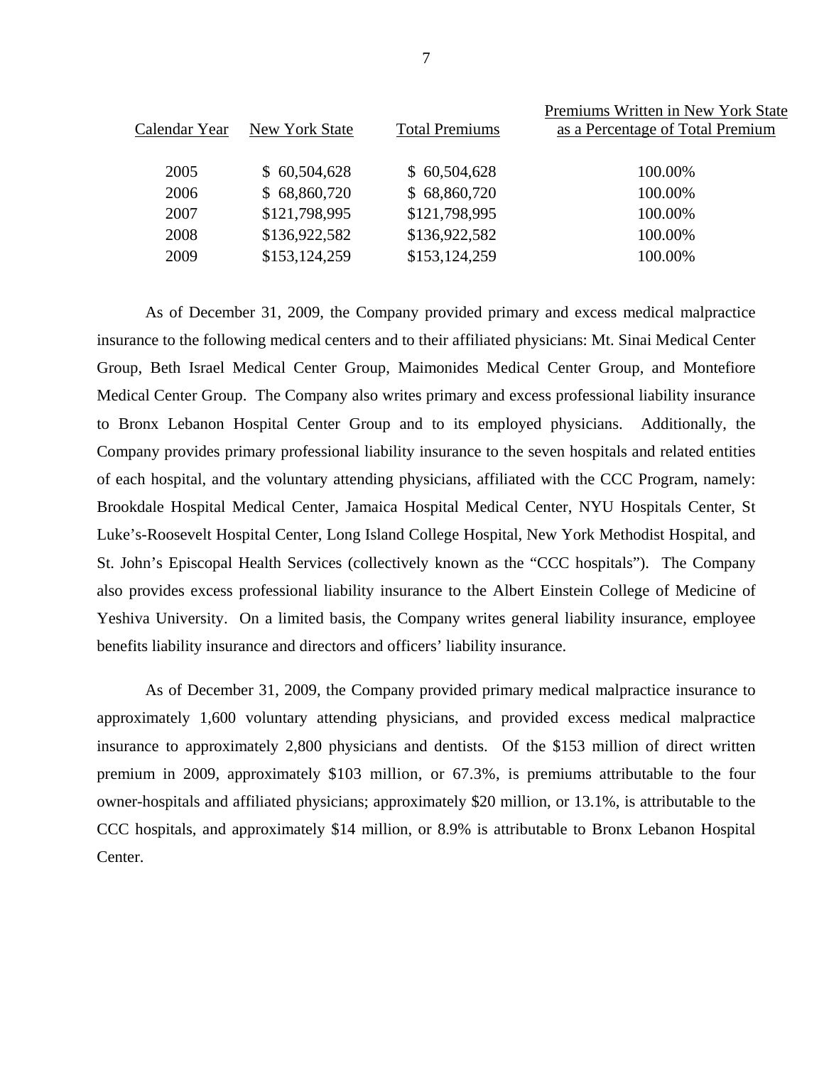| Calendar Year | New York State | Total Premiums | Premiums Written in New York State as a Percentage of Total Premium |
|---|---|---|---|
| 2005 | $ 60,504,628 | $ 60,504,628 | 100.00% |
| 2006 | $ 68,860,720 | $ 68,860,720 | 100.00% |
| 2007 | $121,798,995 | $121,798,995 | 100.00% |
| 2008 | $136,922,582 | $136,922,582 | 100.00% |
| 2009 | $153,124,259 | $153,124,259 | 100.00% |

As of December 31, 2009, the Company provided primary and excess medical malpractice insurance to the following medical centers and to their affiliated physicians: Mt. Sinai Medical Center Group, Beth Israel Medical Center Group, Maimonides Medical Center Group, and Montefiore Medical Center Group. The Company also writes primary and excess professional liability insurance to Bronx Lebanon Hospital Center Group and to its employed physicians. Additionally, the Company provides primary professional liability insurance to the seven hospitals and related entities of each hospital, and the voluntary attending physicians, affiliated with the CCC Program, namely: Brookdale Hospital Medical Center, Jamaica Hospital Medical Center, NYU Hospitals Center, St Luke's-Roosevelt Hospital Center, Long Island College Hospital, New York Methodist Hospital, and St. John's Episcopal Health Services (collectively known as the "CCC hospitals"). The Company also provides excess professional liability insurance to the Albert Einstein College of Medicine of Yeshiva University. On a limited basis, the Company writes general liability insurance, employee benefits liability insurance and directors and officers' liability insurance.

As of December 31, 2009, the Company provided primary medical malpractice insurance to approximately 1,600 voluntary attending physicians, and provided excess medical malpractice insurance to approximately 2,800 physicians and dentists. Of the $153 million of direct written premium in 2009, approximately $103 million, or 67.3%, is premiums attributable to the four owner-hospitals and affiliated physicians; approximately $20 million, or 13.1%, is attributable to the CCC hospitals, and approximately $14 million, or 8.9% is attributable to Bronx Lebanon Hospital Center.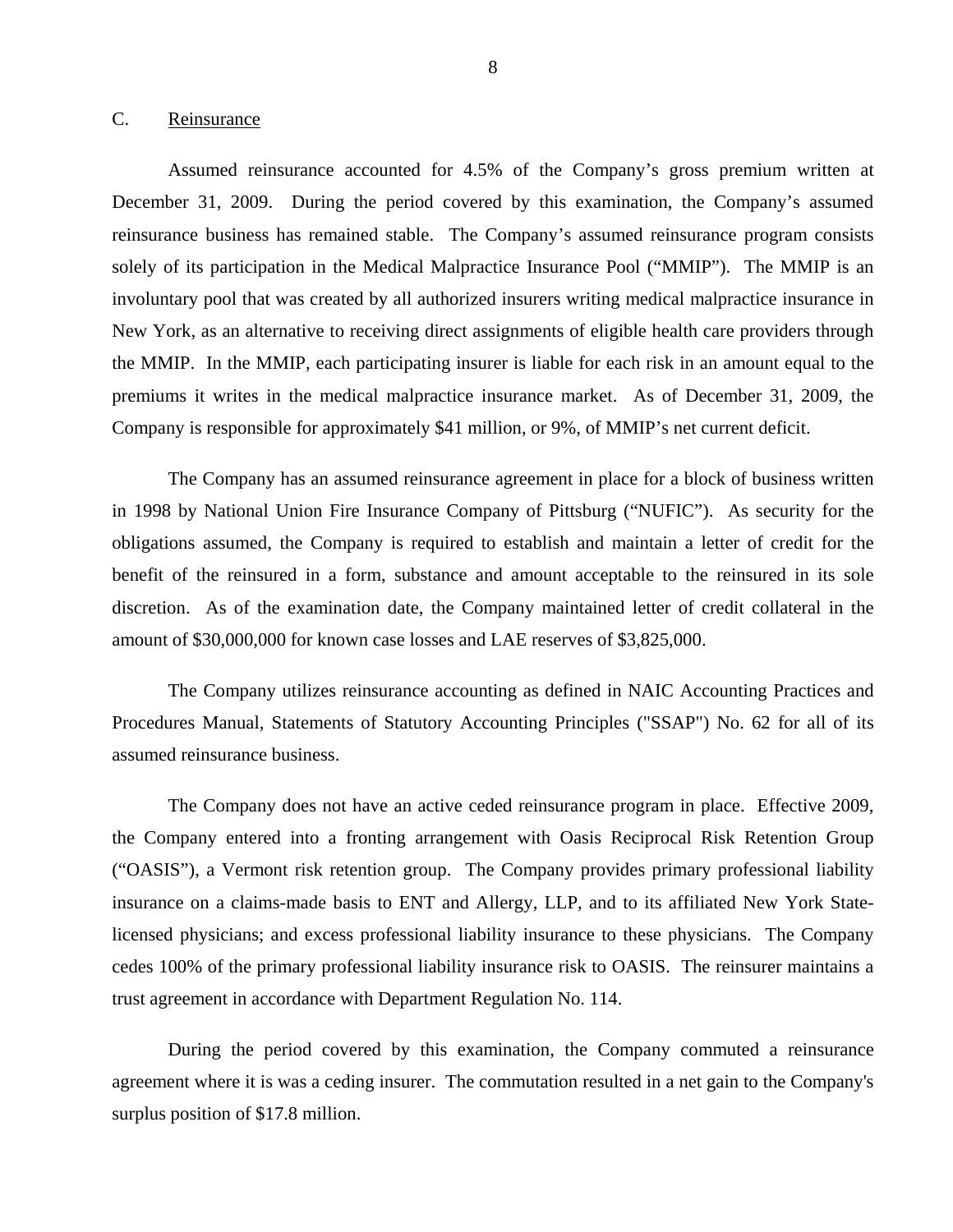## C. Reinsurance

Assumed reinsurance accounted for 4.5% of the Company's gross premium written at December 31, 2009. During the period covered by this examination, the Company's assumed reinsurance business has remained stable. The Company's assumed reinsurance program consists solely of its participation in the Medical Malpractice Insurance Pool ("MMIP"). The MMIP is an involuntary pool that was created by all authorized insurers writing medical malpractice insurance in New York, as an alternative to receiving direct assignments of eligible health care providers through the MMIP. In the MMIP, each participating insurer is liable for each risk in an amount equal to the premiums it writes in the medical malpractice insurance market. As of December 31, 2009, the Company is responsible for approximately $41 million, or 9%, of MMIP's net current deficit.

The Company has an assumed reinsurance agreement in place for a block of business written in 1998 by National Union Fire Insurance Company of Pittsburg ("NUFIC"). As security for the obligations assumed, the Company is required to establish and maintain a letter of credit for the benefit of the reinsured in a form, substance and amount acceptable to the reinsured in its sole discretion. As of the examination date, the Company maintained letter of credit collateral in the amount of $30,000,000 for known case losses and LAE reserves of $3,825,000.

The Company utilizes reinsurance accounting as defined in NAIC Accounting Practices and Procedures Manual, Statements of Statutory Accounting Principles ("SSAP") No. 62 for all of its assumed reinsurance business.

The Company does not have an active ceded reinsurance program in place. Effective 2009, the Company entered into a fronting arrangement with Oasis Reciprocal Risk Retention Group ("OASIS"), a Vermont risk retention group. The Company provides primary professional liability insurance on a claims-made basis to ENT and Allergy, LLP, and to its affiliated New York State-licensed physicians; and excess professional liability insurance to these physicians. The Company cedes 100% of the primary professional liability insurance risk to OASIS. The reinsurer maintains a trust agreement in accordance with Department Regulation No. 114.

During the period covered by this examination, the Company commuted a reinsurance agreement where it is was a ceding insurer. The commutation resulted in a net gain to the Company's surplus position of $17.8 million.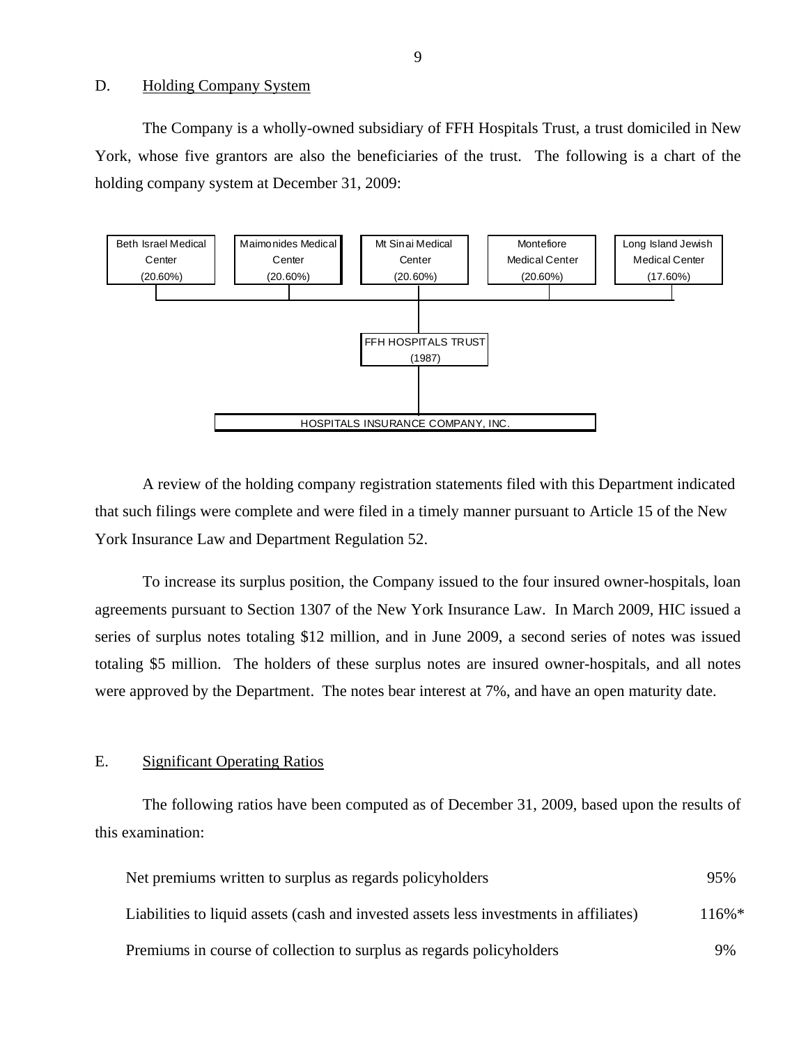D. Holding Company System

The Company is a wholly-owned subsidiary of FFH Hospitals Trust, a trust domiciled in New York, whose five grantors are also the beneficiaries of the trust. The following is a chart of the holding company system at December 31, 2009:

| Beth Israel Medical Center (20.60%) | Maimonides Medical Center (20.60%) | Mt Sinai Medical Center (20.60%) | Montefiore Medical Center (20.60%) | Long Island Jewish Medical Center (17.60%) |
|---|---|---|---|---|

FFH HOSPITALS TRUST (1987)

HOSPITALS INSURANCE COMPANY, INC.

A review of the holding company registration statements filed with this Department indicated that such filings were complete and were filed in a timely manner pursuant to Article 15 of the New York Insurance Law and Department Regulation 52.

To increase its surplus position, the Company issued to the four insured owner-hospitals, loan agreements pursuant to Section 1307 of the New York Insurance Law. In March 2009, HIC issued a series of surplus notes totaling $12 million, and in June 2009, a second series of notes was issued totaling $5 million. The holders of these surplus notes are insured owner-hospitals, and all notes were approved by the Department. The notes bear interest at 7%, and have an open maturity date.

E. Significant Operating Ratios

The following ratios have been computed as of December 31, 2009, based upon the results of this examination:

| | |
|---|---|
| Net premiums written to surplus as regards policyholders | 95% |
| Liabilities to liquid assets (cash and invested assets less investments in affiliates) | 116%* |
| Premiums in course of collection to surplus as regards policyholders | 9% |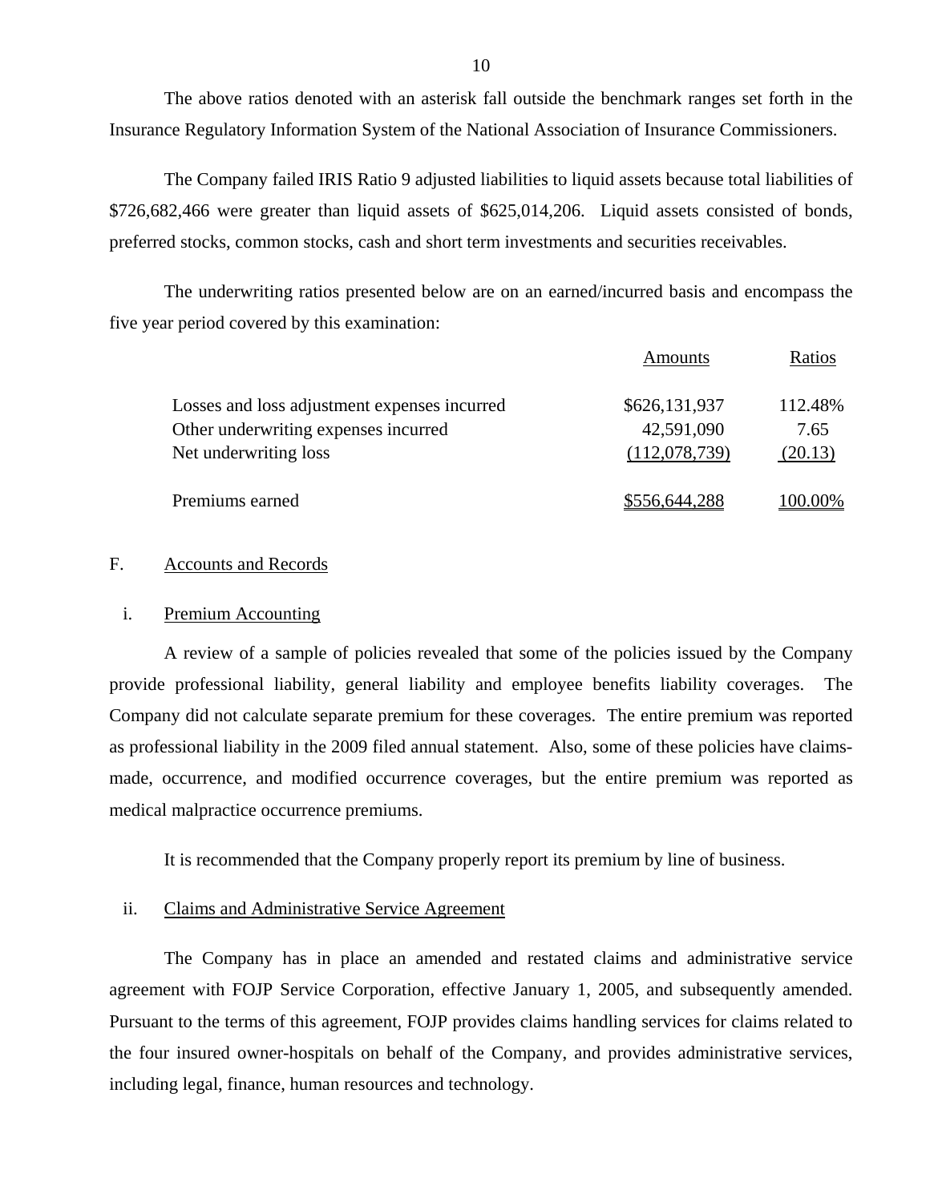The above ratios denoted with an asterisk fall outside the benchmark ranges set forth in the Insurance Regulatory Information System of the National Association of Insurance Commissioners.

The Company failed IRIS Ratio 9 adjusted liabilities to liquid assets because total liabilities of \$726,682,466 were greater than liquid assets of \$625,014,206. Liquid assets consisted of bonds, preferred stocks, common stocks, cash and short term investments and securities receivables.

The underwriting ratios presented below are on an earned/incurred basis and encompass the five year period covered by this examination:

| | Amounts | Ratios |
|---|---|---|
| Losses and loss adjustment expenses incurred | \$626,131,937 | 112.48% |
| Other underwriting expenses incurred | 42,591,090 | 7.65 |
| Net underwriting loss | (112,078,739) | (20.13) |
| Premiums earned | \$556,644,288 | 100.00% |

## F. Accounts and Records

### i. Premium Accounting

A review of a sample of policies revealed that some of the policies issued by the Company provide professional liability, general liability and employee benefits liability coverages. The Company did not calculate separate premium for these coverages. The entire premium was reported as professional liability in the 2009 filed annual statement. Also, some of these policies have claims-made, occurrence, and modified occurrence coverages, but the entire premium was reported as medical malpractice occurrence premiums.

It is recommended that the Company properly report its premium by line of business.

### ii. Claims and Administrative Service Agreement

The Company has in place an amended and restated claims and administrative service agreement with FOJP Service Corporation, effective January 1, 2005, and subsequently amended. Pursuant to the terms of this agreement, FOJP provides claims handling services for claims related to the four insured owner-hospitals on behalf of the Company, and provides administrative services, including legal, finance, human resources and technology.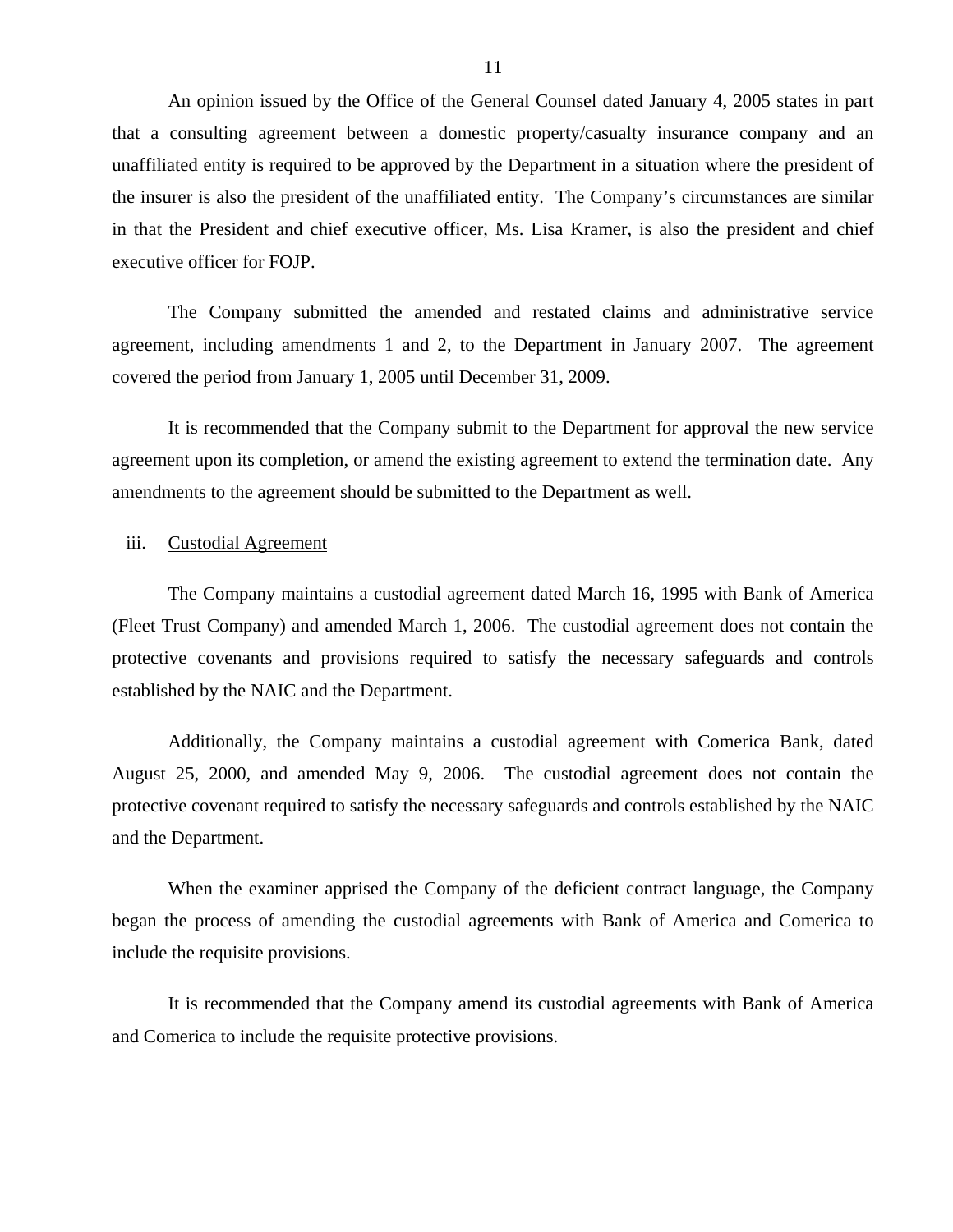An opinion issued by the Office of the General Counsel dated January 4, 2005 states in part that a consulting agreement between a domestic property/casualty insurance company and an unaffiliated entity is required to be approved by the Department in a situation where the president of the insurer is also the president of the unaffiliated entity. The Company's circumstances are similar in that the President and chief executive officer, Ms. Lisa Kramer, is also the president and chief executive officer for FOJP.

The Company submitted the amended and restated claims and administrative service agreement, including amendments 1 and 2, to the Department in January 2007. The agreement covered the period from January 1, 2005 until December 31, 2009.

It is recommended that the Company submit to the Department for approval the new service agreement upon its completion, or amend the existing agreement to extend the termination date. Any amendments to the agreement should be submitted to the Department as well.

iii. Custodial Agreement

The Company maintains a custodial agreement dated March 16, 1995 with Bank of America (Fleet Trust Company) and amended March 1, 2006. The custodial agreement does not contain the protective covenants and provisions required to satisfy the necessary safeguards and controls established by the NAIC and the Department.

Additionally, the Company maintains a custodial agreement with Comerica Bank, dated August 25, 2000, and amended May 9, 2006. The custodial agreement does not contain the protective covenant required to satisfy the necessary safeguards and controls established by the NAIC and the Department.

When the examiner apprised the Company of the deficient contract language, the Company began the process of amending the custodial agreements with Bank of America and Comerica to include the requisite provisions.

It is recommended that the Company amend its custodial agreements with Bank of America and Comerica to include the requisite protective provisions.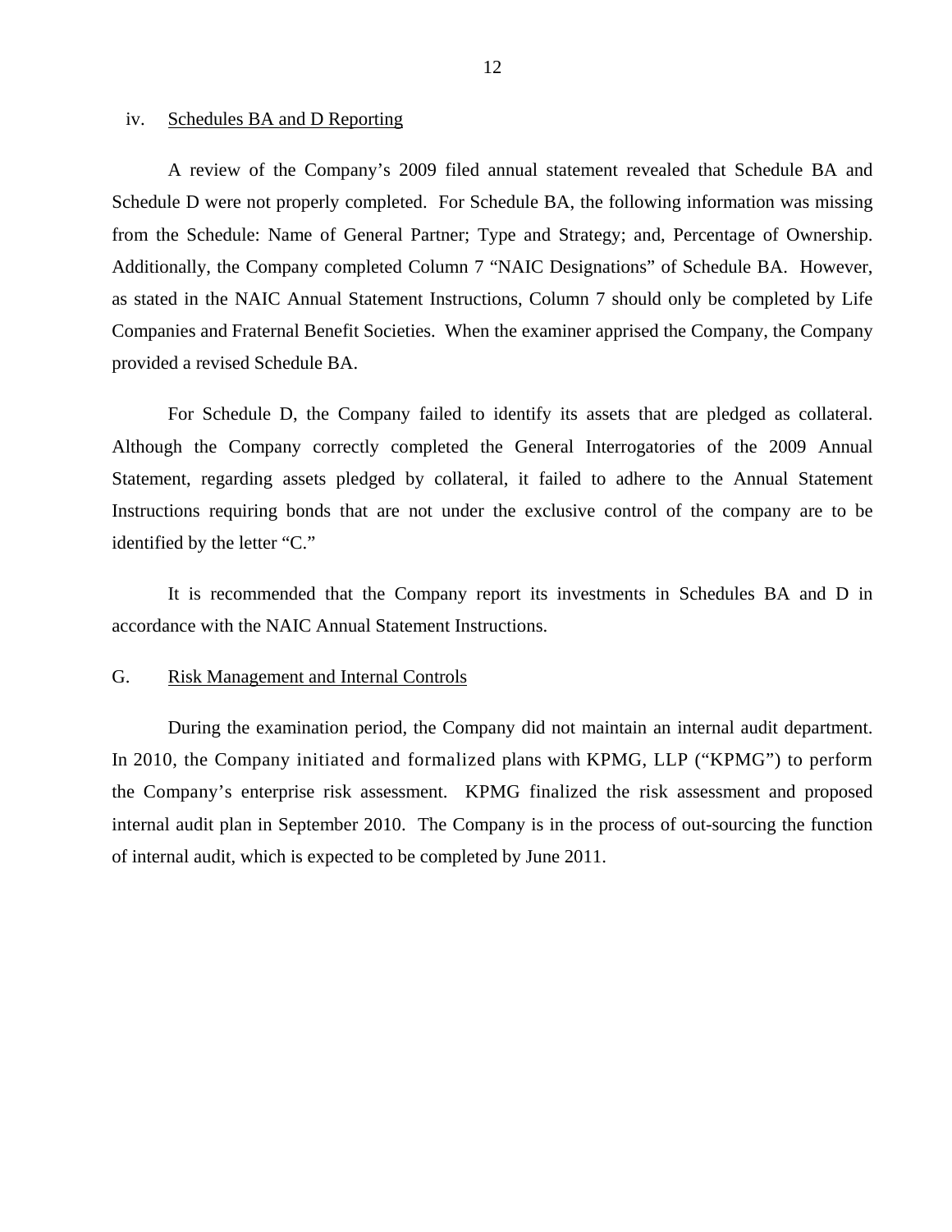iv. Schedules BA and D Reporting

A review of the Company's 2009 filed annual statement revealed that Schedule BA and Schedule D were not properly completed. For Schedule BA, the following information was missing from the Schedule: Name of General Partner; Type and Strategy; and, Percentage of Ownership. Additionally, the Company completed Column 7 "NAIC Designations" of Schedule BA. However, as stated in the NAIC Annual Statement Instructions, Column 7 should only be completed by Life Companies and Fraternal Benefit Societies. When the examiner apprised the Company, the Company provided a revised Schedule BA.

For Schedule D, the Company failed to identify its assets that are pledged as collateral. Although the Company correctly completed the General Interrogatories of the 2009 Annual Statement, regarding assets pledged by collateral, it failed to adhere to the Annual Statement Instructions requiring bonds that are not under the exclusive control of the company are to be identified by the letter "C."

It is recommended that the Company report its investments in Schedules BA and D in accordance with the NAIC Annual Statement Instructions.

## G. Risk Management and Internal Controls

During the examination period, the Company did not maintain an internal audit department. In 2010, the Company initiated and formalized plans with KPMG, LLP ("KPMG") to perform the Company's enterprise risk assessment. KPMG finalized the risk assessment and proposed internal audit plan in September 2010. The Company is in the process of out-sourcing the function of internal audit, which is expected to be completed by June 2011.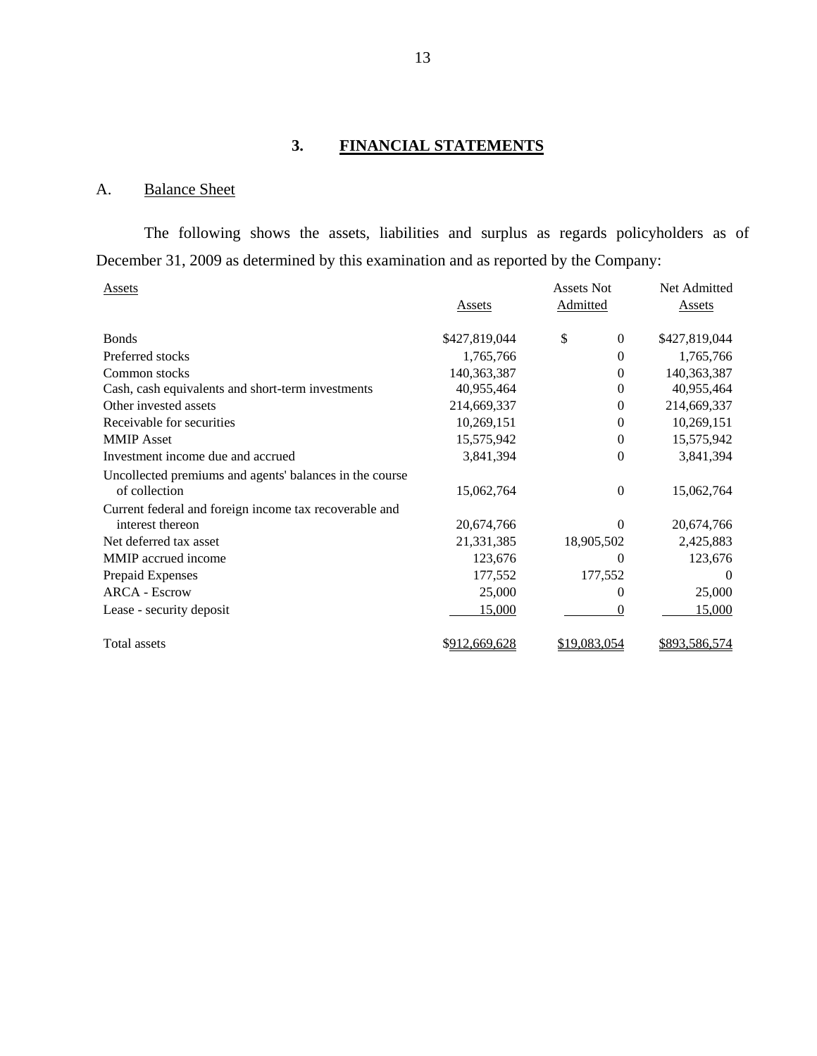## 3. FINANCIAL STATEMENTS

### A. Balance Sheet

The following shows the assets, liabilities and surplus as regards policyholders as of December 31, 2009 as determined by this examination and as reported by the Company:

| Assets | Assets | Assets Not Admitted | Net Admitted Assets |
|---|---|---|---|
| Bonds | $427,819,044 | $ 0 | $427,819,044 |
| Preferred stocks | 1,765,766 | 0 | 1,765,766 |
| Common stocks | 140,363,387 | 0 | 140,363,387 |
| Cash, cash equivalents and short-term investments | 40,955,464 | 0 | 40,955,464 |
| Other invested assets | 214,669,337 | 0 | 214,669,337 |
| Receivable for securities | 10,269,151 | 0 | 10,269,151 |
| MMIP Asset | 15,575,942 | 0 | 15,575,942 |
| Investment income due and accrued | 3,841,394 | 0 | 3,841,394 |
| Uncollected premiums and agents' balances in the course of collection | 15,062,764 | 0 | 15,062,764 |
| Current federal and foreign income tax recoverable and interest thereon | 20,674,766 | 0 | 20,674,766 |
| Net deferred tax asset | 21,331,385 | 18,905,502 | 2,425,883 |
| MMIP accrued income | 123,676 | 0 | 123,676 |
| Prepaid Expenses | 177,552 | 177,552 | 0 |
| ARCA - Escrow | 25,000 | 0 | 25,000 |
| Lease - security deposit | 15,000 | 0 | 15,000 |
| Total assets | $912,669,628 | $19,083,054 | $893,586,574 |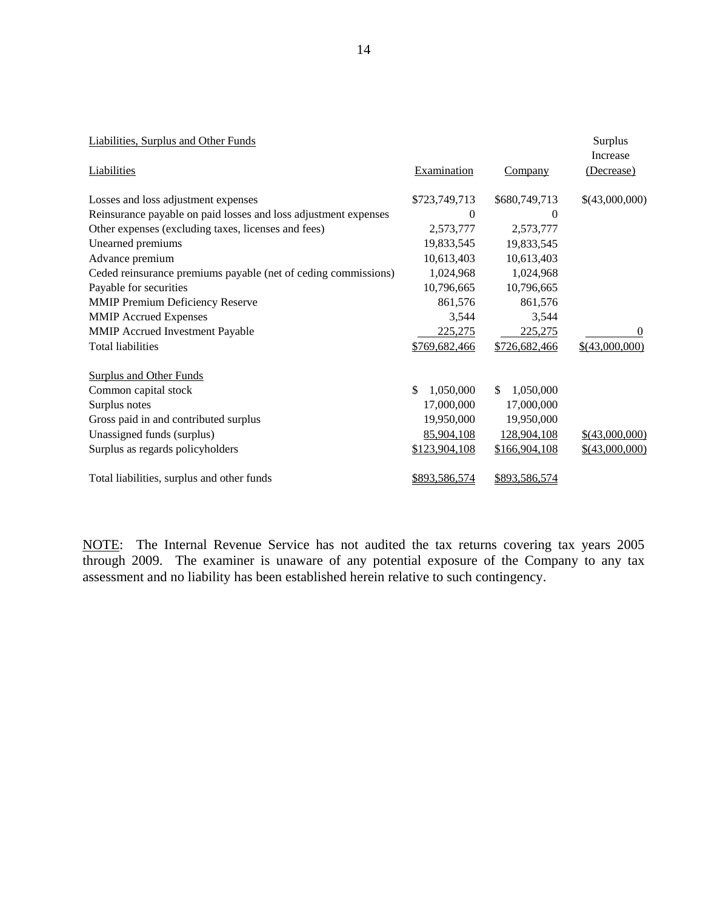| Liabilities, Surplus and Other Funds | | | Surplus Increase |
|---|---|---|---|
| Liabilities | Examination | Company | (Decrease) |
| Losses and loss adjustment expenses | $723,749,713 | $680,749,713 | $(43,000,000) |
| Reinsurance payable on paid losses and loss adjustment expenses | 0 | 0 | |
| Other expenses (excluding taxes, licenses and fees) | 2,573,777 | 2,573,777 | |
| Unearned premiums | 19,833,545 | 19,833,545 | |
| Advance premium | 10,613,403 | 10,613,403 | |
| Ceded reinsurance premiums payable (net of ceding commissions) | 1,024,968 | 1,024,968 | |
| Payable for securities | 10,796,665 | 10,796,665 | |
| MMIP Premium Deficiency Reserve | 861,576 | 861,576 | |
| MMIP Accrued Expenses | 3,544 | 3,544 | |
| MMIP Accrued Investment Payable | 225,275 | 225,275 | 0 |
| Total liabilities | $769,682,466 | $726,682,466 | $(43,000,000) |
| | | | |
| Surplus and Other Funds | | | |
| Common capital stock | $ 1,050,000 | $ 1,050,000 | |
| Surplus notes | 17,000,000 | 17,000,000 | |
| Gross paid in and contributed surplus | 19,950,000 | 19,950,000 | |
| Unassigned funds (surplus) | 85,904,108 | 128,904,108 | $(43,000,000) |
| Surplus as regards policyholders | $123,904,108 | $166,904,108 | $(43,000,000) |
| | | | |
| Total liabilities, surplus and other funds | $893,586,574 | $893,586,574 | |

NOTE: The Internal Revenue Service has not audited the tax returns covering tax years 2005 through 2009. The examiner is unaware of any potential exposure of the Company to any tax assessment and no liability has been established herein relative to such contingency.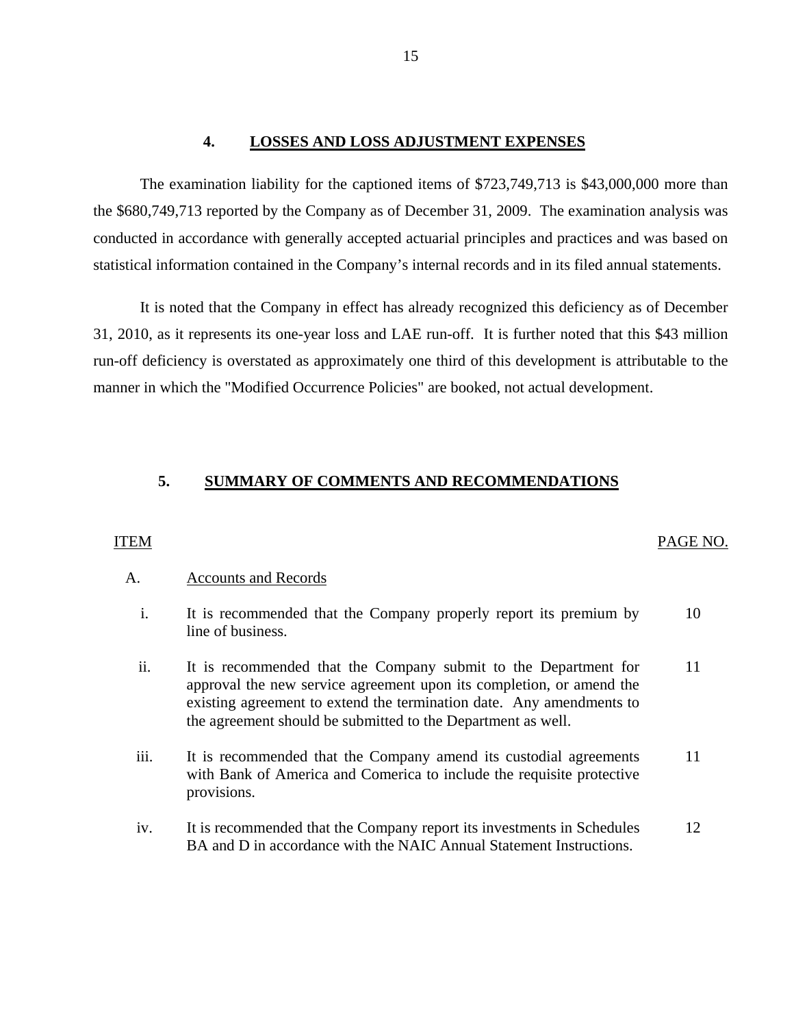## 4. LOSSES AND LOSS ADJUSTMENT EXPENSES

The examination liability for the captioned items of $723,749,713 is $43,000,000 more than the $680,749,713 reported by the Company as of December 31, 2009. The examination analysis was conducted in accordance with generally accepted actuarial principles and practices and was based on statistical information contained in the Company's internal records and in its filed annual statements.

It is noted that the Company in effect has already recognized this deficiency as of December 31, 2010, as it represents its one-year loss and LAE run-off. It is further noted that this $43 million run-off deficiency is overstated as approximately one third of this development is attributable to the manner in which the "Modified Occurrence Policies" are booked, not actual development.

## 5. SUMMARY OF COMMENTS AND RECOMMENDATIONS

| ITEM | | PAGE NO. |
|---|---|---|
| A. | Accounts and Records | |
| i. | It is recommended that the Company properly report its premium by line of business. | 10 |
| ii. | It is recommended that the Company submit to the Department for approval the new service agreement upon its completion, or amend the existing agreement to extend the termination date. Any amendments to the agreement should be submitted to the Department as well. | 11 |
| iii. | It is recommended that the Company amend its custodial agreements with Bank of America and Comerica to include the requisite protective provisions. | 11 |
| iv. | It is recommended that the Company report its investments in Schedules BA and D in accordance with the NAIC Annual Statement Instructions. | 12 |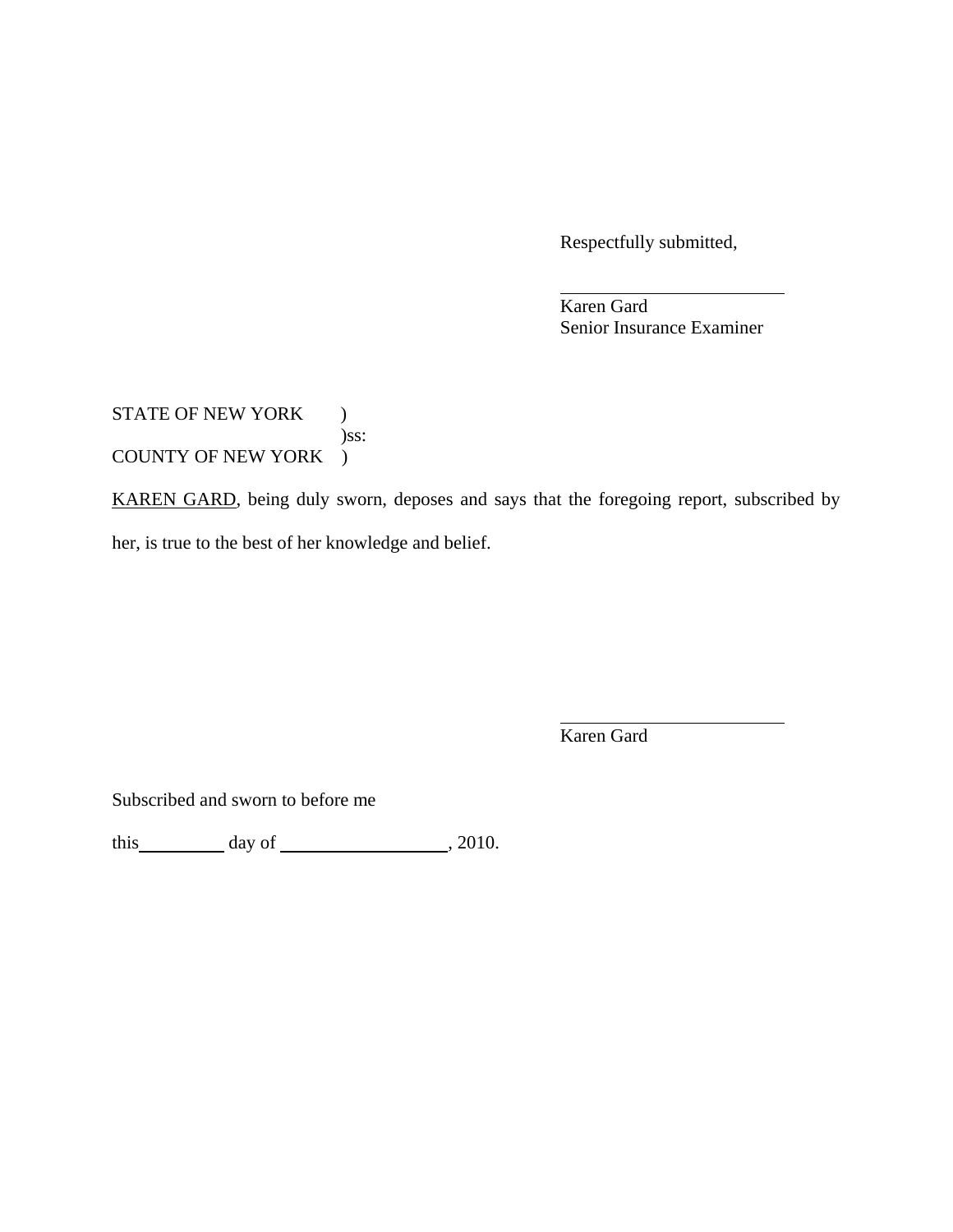Respectfully submitted,

\_\_\_\_\_\_\_\_\_\_\_\_\_\_\_\_\_\_\_\_\_\_\_\_

Karen Gard
Senior Insurance Examiner

STATE OF NEW YORK )
)ss:
COUNTY OF NEW YORK )

<u>KAREN GARD</u>, being duly sworn, deposes and says that the foregoing report, subscribed by her, is true to the best of her knowledge and belief.

\_\_\_\_\_\_\_\_\_\_\_\_\_\_\_\_\_\_\_\_\_\_\_\_

Karen Gard

Subscribed and sworn to before me

this \_\_\_\_\_\_\_\_\_ day of \_\_\_\_\_\_\_\_\_\_\_\_\_\_\_\_\_, 2010.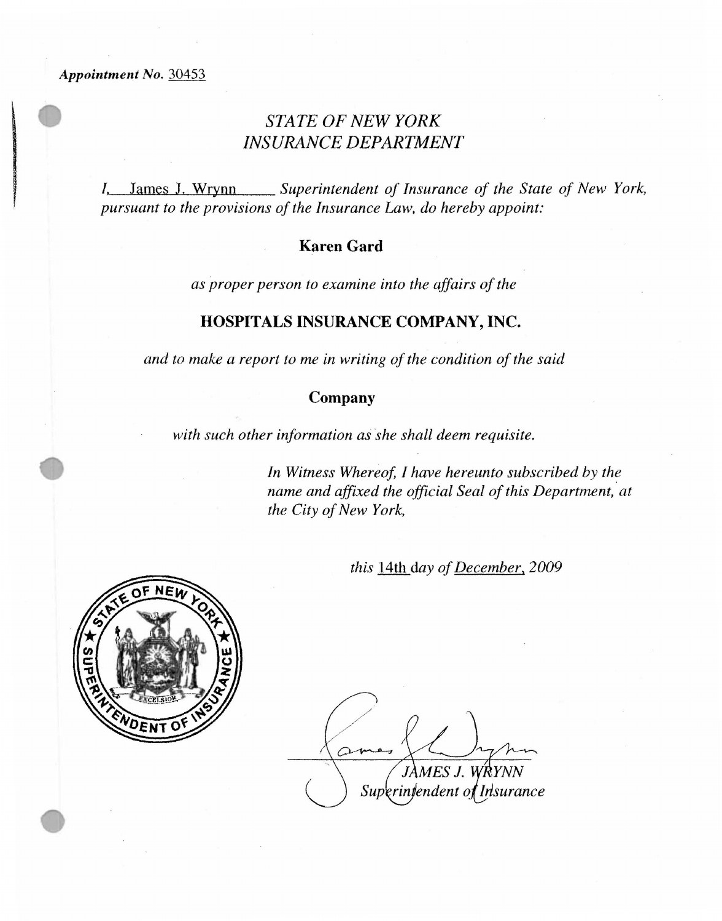*Appointment No.* 30453

*STATE OF NEW YORK*
*INSURANCE DEPARTMENT*

*I,* James J. Wrynn *Superintendent of Insurance of the State of New York, pursuant to the provisions of the Insurance Law, do hereby appoint:*

**Karen Gard**

*as proper person to examine into the affairs of the*

**HOSPITALS INSURANCE COMPANY, INC.**

*and to make a report to me in writing of the condition of the said*

**Company**

*with such other information as she shall deem requisite.*

*In Witness Whereof, I have hereunto subscribed by the name and affixed the official Seal of this Department, at the City of New York,*

*this* 14th *day of* *December, 2009*

STATE OF NEW YORK ★ SUPERINTENDENT OF INSURANCE ★ EXCELSIOR

*JAMES J. WRYNN*
*Superintendent of Insurance*